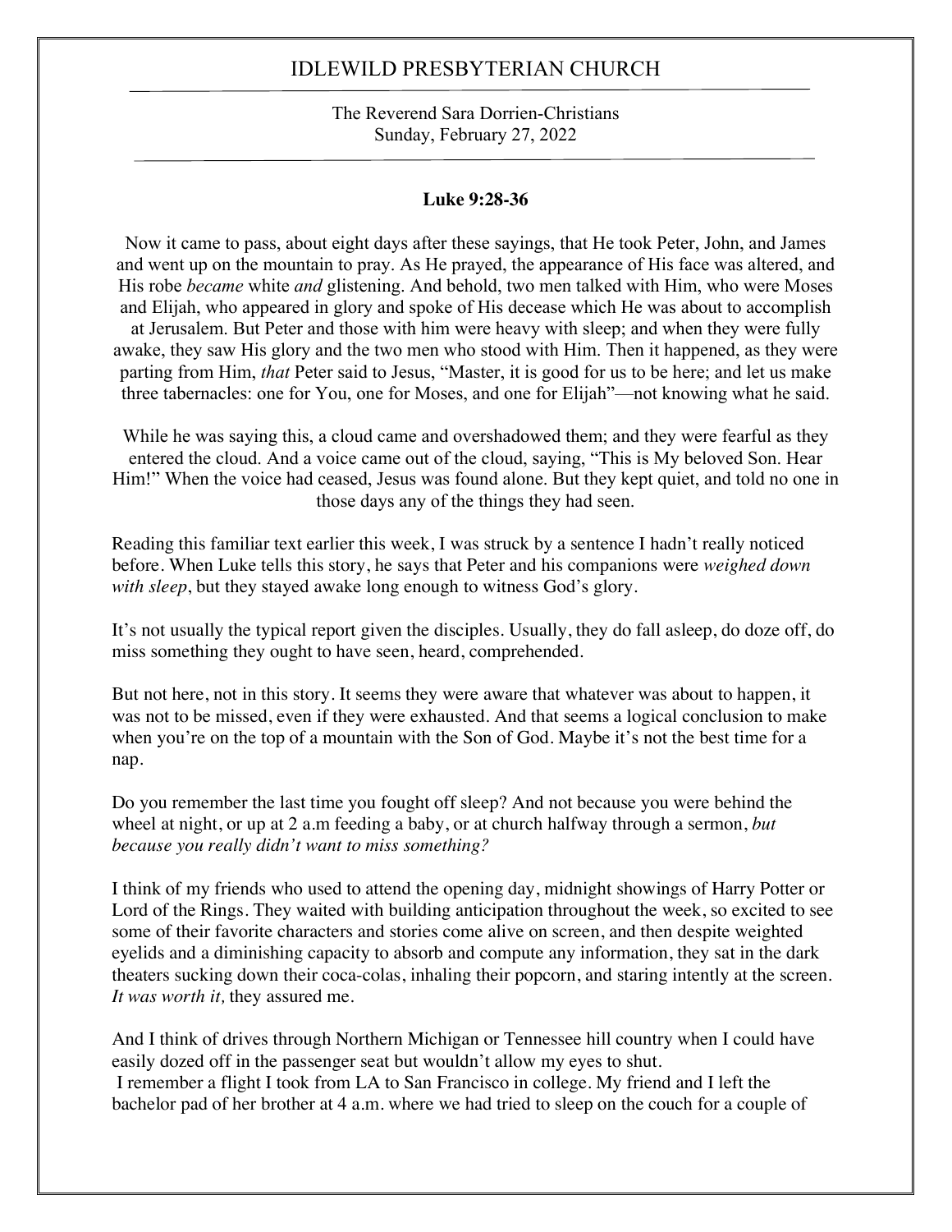# IDLEWILD PRESBYTERIAN CHURCH

The Reverend Sara Dorrien-Christians
Sunday, February 27, 2022

**Luke 9:28-36**

Now it came to pass, about eight days after these sayings, that He took Peter, John, and James and went up on the mountain to pray. As He prayed, the appearance of His face was altered, and His robe *became* white *and* glistening. And behold, two men talked with Him, who were Moses and Elijah, who appeared in glory and spoke of His decease which He was about to accomplish at Jerusalem. But Peter and those with him were heavy with sleep; and when they were fully awake, they saw His glory and the two men who stood with Him. Then it happened, as they were parting from Him, *that* Peter said to Jesus, "Master, it is good for us to be here; and let us make three tabernacles: one for You, one for Moses, and one for Elijah"—not knowing what he said.

While he was saying this, a cloud came and overshadowed them; and they were fearful as they entered the cloud. And a voice came out of the cloud, saying, "This is My beloved Son. Hear Him!" When the voice had ceased, Jesus was found alone. But they kept quiet, and told no one in those days any of the things they had seen.

Reading this familiar text earlier this week, I was struck by a sentence I hadn't really noticed before. When Luke tells this story, he says that Peter and his companions were *weighed down with sleep*, but they stayed awake long enough to witness God's glory.

It's not usually the typical report given the disciples. Usually, they do fall asleep, do doze off, do miss something they ought to have seen, heard, comprehended.

But not here, not in this story. It seems they were aware that whatever was about to happen, it was not to be missed, even if they were exhausted. And that seems a logical conclusion to make when you're on the top of a mountain with the Son of God. Maybe it's not the best time for a nap.

Do you remember the last time you fought off sleep? And not because you were behind the wheel at night, or up at 2 a.m feeding a baby, or at church halfway through a sermon, *but because you really didn't want to miss something?*

I think of my friends who used to attend the opening day, midnight showings of Harry Potter or Lord of the Rings. They waited with building anticipation throughout the week, so excited to see some of their favorite characters and stories come alive on screen, and then despite weighted eyelids and a diminishing capacity to absorb and compute any information, they sat in the dark theaters sucking down their coca-colas, inhaling their popcorn, and staring intently at the screen. *It was worth it,* they assured me.

And I think of drives through Northern Michigan or Tennessee hill country when I could have easily dozed off in the passenger seat but wouldn't allow my eyes to shut.
I remember a flight I took from LA to San Francisco in college. My friend and I left the bachelor pad of her brother at 4 a.m. where we had tried to sleep on the couch for a couple of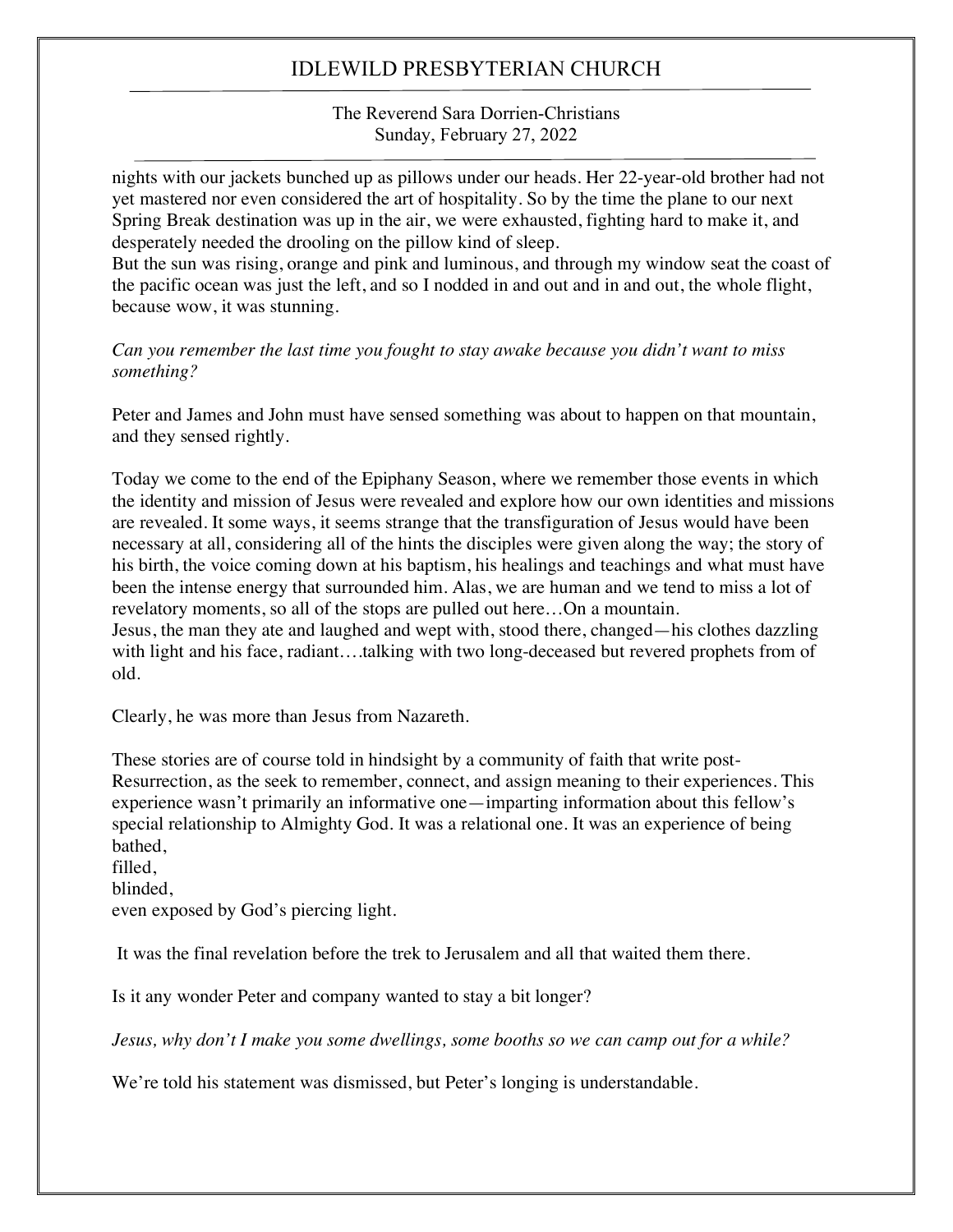nights with our jackets bunched up as pillows under our heads. Her 22-year-old brother had not yet mastered nor even considered the art of hospitality. So by the time the plane to our next Spring Break destination was up in the air, we were exhausted, fighting hard to make it, and desperately needed the drooling on the pillow kind of sleep.
But the sun was rising, orange and pink and luminous, and through my window seat the coast of the pacific ocean was just the left, and so I nodded in and out and in and out, the whole flight, because wow, it was stunning.

*Can you remember the last time you fought to stay awake because you didn't want to miss something?*

Peter and James and John must have sensed something was about to happen on that mountain, and they sensed rightly.

Today we come to the end of the Epiphany Season, where we remember those events in which the identity and mission of Jesus were revealed and explore how our own identities and missions are revealed. It some ways, it seems strange that the transfiguration of Jesus would have been necessary at all, considering all of the hints the disciples were given along the way; the story of his birth, the voice coming down at his baptism, his healings and teachings and what must have been the intense energy that surrounded him. Alas, we are human and we tend to miss a lot of revelatory moments, so all of the stops are pulled out here…On a mountain.
Jesus, the man they ate and laughed and wept with, stood there, changed—his clothes dazzling with light and his face, radiant….talking with two long-deceased but revered prophets from of old.

Clearly, he was more than Jesus from Nazareth.

These stories are of course told in hindsight by a community of faith that write post-Resurrection, as the seek to remember, connect, and assign meaning to their experiences. This experience wasn't primarily an informative one—imparting information about this fellow's special relationship to Almighty God. It was a relational one. It was an experience of being bathed,
filled,
blinded,
even exposed by God's piercing light.

It was the final revelation before the trek to Jerusalem and all that waited them there.

Is it any wonder Peter and company wanted to stay a bit longer?

*Jesus, why don't I make you some dwellings, some booths so we can camp out for a while?*

We're told his statement was dismissed, but Peter's longing is understandable.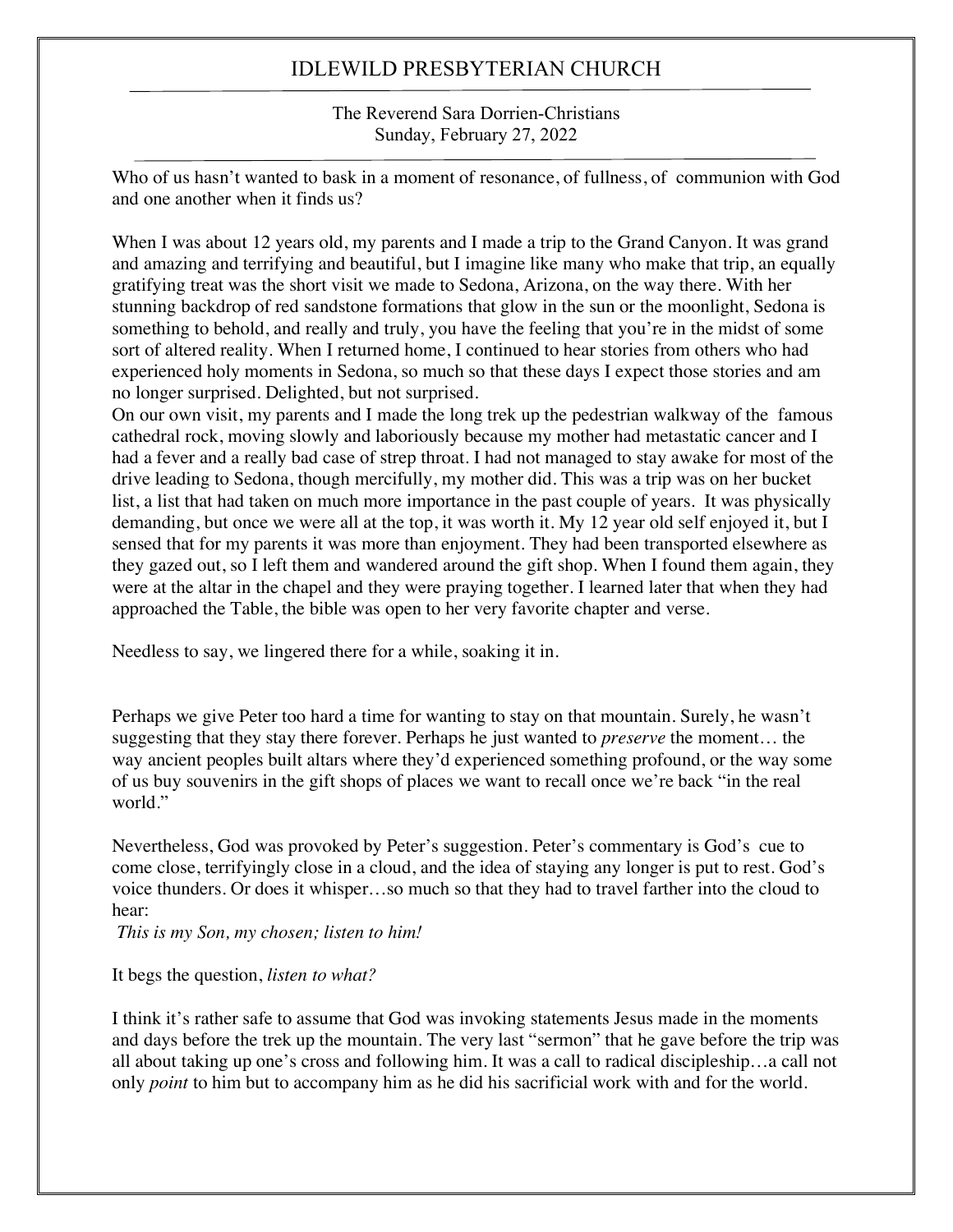# IDLEWILD PRESBYTERIAN CHURCH

The Reverend Sara Dorrien-Christians
Sunday, February 27, 2022

Who of us hasn't wanted to bask in a moment of resonance, of fullness, of communion with God and one another when it finds us?

When I was about 12 years old, my parents and I made a trip to the Grand Canyon. It was grand and amazing and terrifying and beautiful, but I imagine like many who make that trip, an equally gratifying treat was the short visit we made to Sedona, Arizona, on the way there. With her stunning backdrop of red sandstone formations that glow in the sun or the moonlight, Sedona is something to behold, and really and truly, you have the feeling that you're in the midst of some sort of altered reality. When I returned home, I continued to hear stories from others who had experienced holy moments in Sedona, so much so that these days I expect those stories and am no longer surprised. Delighted, but not surprised.

On our own visit, my parents and I made the long trek up the pedestrian walkway of the famous cathedral rock, moving slowly and laboriously because my mother had metastatic cancer and I had a fever and a really bad case of strep throat. I had not managed to stay awake for most of the drive leading to Sedona, though mercifully, my mother did. This was a trip was on her bucket list, a list that had taken on much more importance in the past couple of years. It was physically demanding, but once we were all at the top, it was worth it. My 12 year old self enjoyed it, but I sensed that for my parents it was more than enjoyment. They had been transported elsewhere as they gazed out, so I left them and wandered around the gift shop. When I found them again, they were at the altar in the chapel and they were praying together. I learned later that when they had approached the Table, the bible was open to her very favorite chapter and verse.

Needless to say, we lingered there for a while, soaking it in.

Perhaps we give Peter too hard a time for wanting to stay on that mountain. Surely, he wasn't suggesting that they stay there forever. Perhaps he just wanted to *preserve* the moment… the way ancient peoples built altars where they'd experienced something profound, or the way some of us buy souvenirs in the gift shops of places we want to recall once we're back "in the real world."

Nevertheless, God was provoked by Peter's suggestion. Peter's commentary is God's cue to come close, terrifyingly close in a cloud, and the idea of staying any longer is put to rest. God's voice thunders. Or does it whisper…so much so that they had to travel farther into the cloud to hear:

*This is my Son, my chosen; listen to him!*

It begs the question, *listen to what?*

I think it's rather safe to assume that God was invoking statements Jesus made in the moments and days before the trek up the mountain. The very last "sermon" that he gave before the trip was all about taking up one's cross and following him. It was a call to radical discipleship…a call not only *point* to him but to accompany him as he did his sacrificial work with and for the world.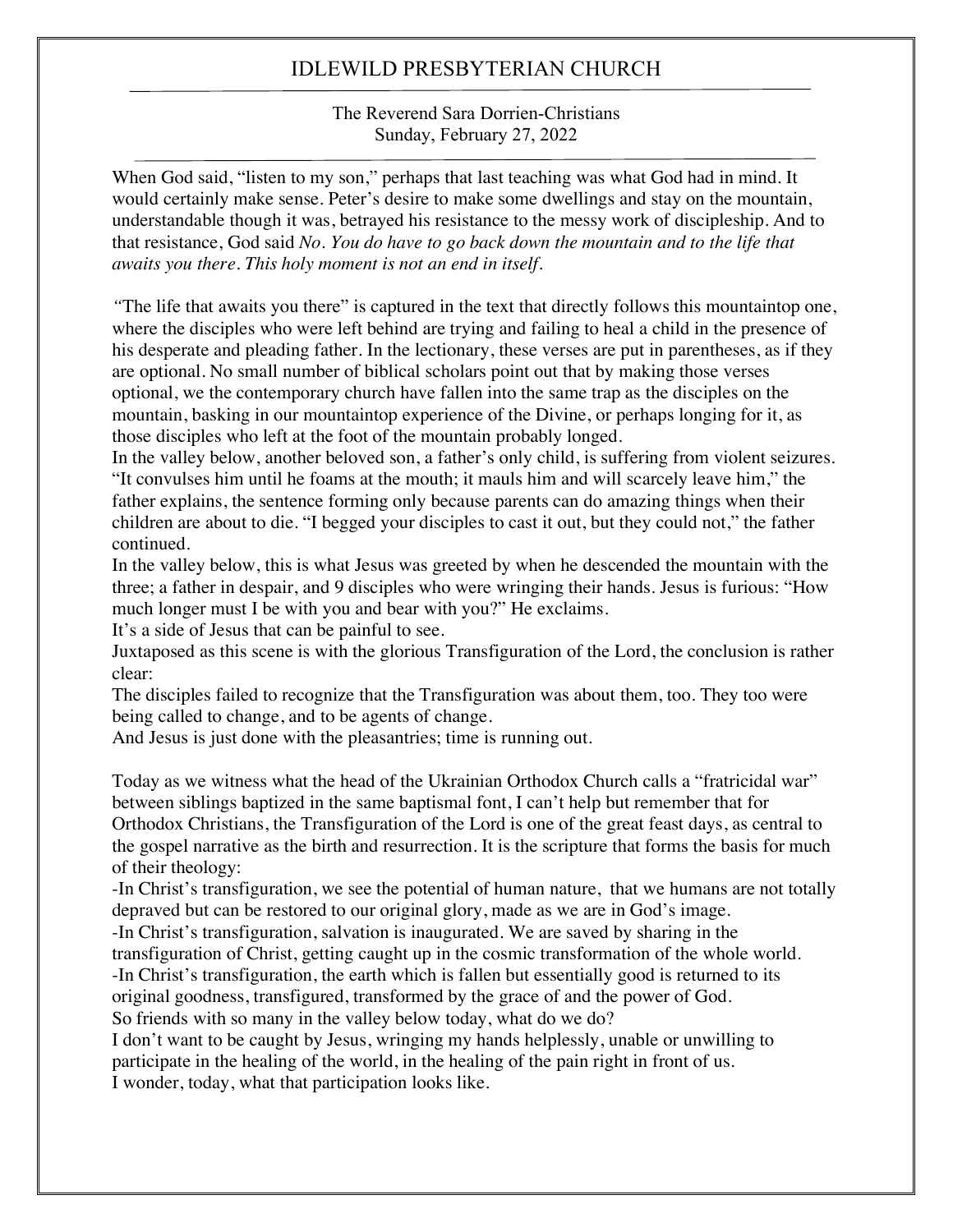When God said, "listen to my son," perhaps that last teaching was what God had in mind. It would certainly make sense. Peter's desire to make some dwellings and stay on the mountain, understandable though it was, betrayed his resistance to the messy work of discipleship. And to that resistance, God said *No. You do have to go back down the mountain and to the life that awaits you there. This holy moment is not an end in itself.*

"The life that awaits you there" is captured in the text that directly follows this mountaintop one, where the disciples who were left behind are trying and failing to heal a child in the presence of his desperate and pleading father. In the lectionary, these verses are put in parentheses, as if they are optional. No small number of biblical scholars point out that by making those verses optional, we the contemporary church have fallen into the same trap as the disciples on the mountain, basking in our mountaintop experience of the Divine, or perhaps longing for it, as those disciples who left at the foot of the mountain probably longed.

In the valley below, another beloved son, a father's only child, is suffering from violent seizures. "It convulses him until he foams at the mouth; it mauls him and will scarcely leave him," the father explains, the sentence forming only because parents can do amazing things when their children are about to die. "I begged your disciples to cast it out, but they could not," the father continued.

In the valley below, this is what Jesus was greeted by when he descended the mountain with the three; a father in despair, and 9 disciples who were wringing their hands. Jesus is furious: "How much longer must I be with you and bear with you?" He exclaims.

It's a side of Jesus that can be painful to see.

Juxtaposed as this scene is with the glorious Transfiguration of the Lord, the conclusion is rather clear:

The disciples failed to recognize that the Transfiguration was about them, too. They too were being called to change, and to be agents of change.

And Jesus is just done with the pleasantries; time is running out.

Today as we witness what the head of the Ukrainian Orthodox Church calls a "fratricidal war" between siblings baptized in the same baptismal font, I can't help but remember that for Orthodox Christians, the Transfiguration of the Lord is one of the great feast days, as central to the gospel narrative as the birth and resurrection. It is the scripture that forms the basis for much of their theology:

-In Christ's transfiguration, we see the potential of human nature, that we humans are not totally depraved but can be restored to our original glory, made as we are in God's image.

-In Christ's transfiguration, salvation is inaugurated. We are saved by sharing in the transfiguration of Christ, getting caught up in the cosmic transformation of the whole world.

-In Christ's transfiguration, the earth which is fallen but essentially good is returned to its original goodness, transfigured, transformed by the grace of and the power of God.

So friends with so many in the valley below today, what do we do?

I don't want to be caught by Jesus, wringing my hands helplessly, unable or unwilling to participate in the healing of the world, in the healing of the pain right in front of us.

I wonder, today, what that participation looks like.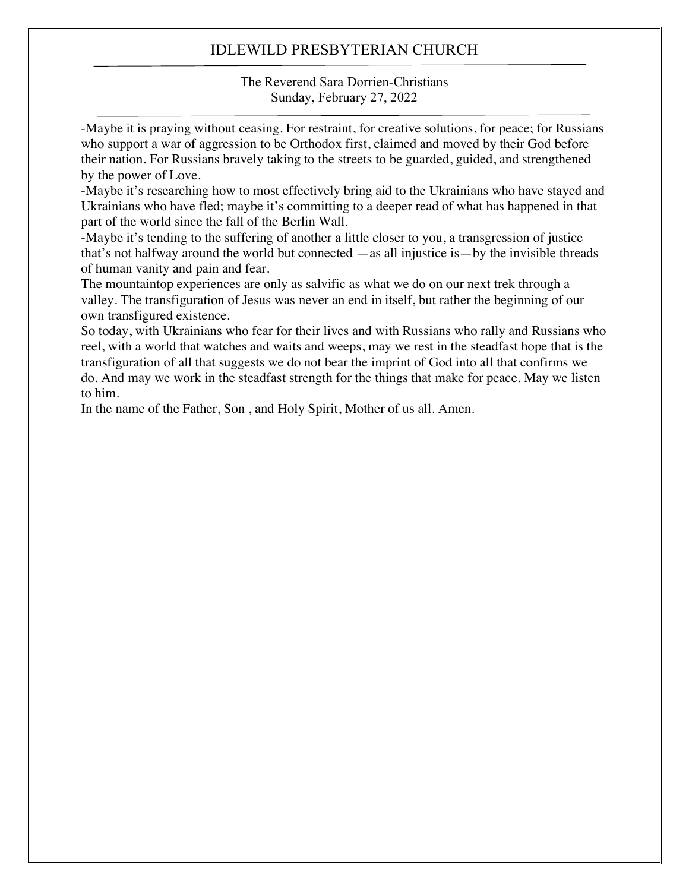# IDLEWILD PRESBYTERIAN CHURCH

The Reverend Sara Dorrien-Christians
Sunday, February 27, 2022

-Maybe it is praying without ceasing. For restraint, for creative solutions, for peace; for Russians who support a war of aggression to be Orthodox first, claimed and moved by their God before their nation. For Russians bravely taking to the streets to be guarded, guided, and strengthened by the power of Love.

-Maybe it's researching how to most effectively bring aid to the Ukrainians who have stayed and Ukrainians who have fled; maybe it's committing to a deeper read of what has happened in that part of the world since the fall of the Berlin Wall.

-Maybe it's tending to the suffering of another a little closer to you, a transgression of justice that's not halfway around the world but connected —as all injustice is—by the invisible threads of human vanity and pain and fear.

The mountaintop experiences are only as salvific as what we do on our next trek through a valley. The transfiguration of Jesus was never an end in itself, but rather the beginning of our own transfigured existence.

So today, with Ukrainians who fear for their lives and with Russians who rally and Russians who reel, with a world that watches and waits and weeps, may we rest in the steadfast hope that is the transfiguration of all that suggests we do not bear the imprint of God into all that confirms we do. And may we work in the steadfast strength for the things that make for peace. May we listen to him.

In the name of the Father, Son , and Holy Spirit, Mother of us all. Amen.